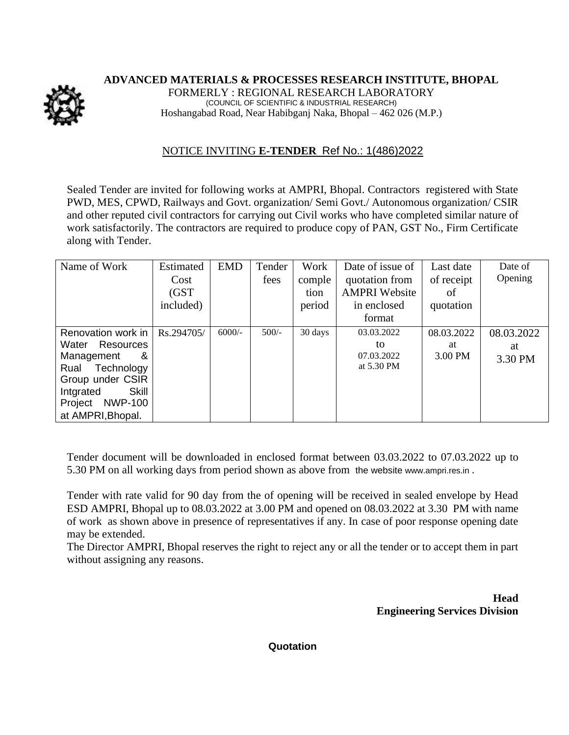# ADVANCED MATERIALS & PROCESSES RESEARCH INSTITUTE, BHOPAL

FORMERLY : REGIONAL RESEARCH LABORATORY

(COUNCIL OF SCIENTIFIC & INDUSTRIAL RESEARCH)

Hoshangabad Road, Near Habibganj Naka, Bhopal – 462 026 (M.P.)

## NOTICE INVITING **E-TENDER** Ref No.: 1(486)2022

Sealed Tender are invited for following works at AMPRI, Bhopal. Contractors registered with State PWD, MES, CPWD, Railways and Govt. organization/ Semi Govt./ Autonomous organization/ CSIR and other reputed civil contractors for carrying out Civil works who have completed similar nature of work satisfactorily. The contractors are required to produce copy of PAN, GST No., Firm Certificate along with Tender.

| Name of Work | Estimated Cost (GST included) | EMD | Tender fees | Work completion period | Date of issue of quotation from AMPRI Website in enclosed format | Last date of receipt of quotation | Date of Opening |
|---|---|---|---|---|---|---|---|
| Renovation work in Water Resources Management & Rual Technology Group under CSIR Intgrated Skill Project NWP-100 at AMPRI,Bhopal. | Rs.294705/ | 6000/- | 500/- | 30 days | 03.03.2022 to 07.03.2022 at 5.30 PM | 08.03.2022 at 3.00 PM | 08.03.2022 at 3.30 PM |

Tender document will be downloaded in enclosed format between 03.03.2022 to 07.03.2022 up to 5.30 PM on all working days from period shown as above from the website www.ampri.res.in .

Tender with rate valid for 90 day from the of opening will be received in sealed envelope by Head ESD AMPRI, Bhopal up to 08.03.2022 at 3.00 PM and opened on 08.03.2022 at 3.30 PM with name of work as shown above in presence of representatives if any. In case of poor response opening date may be extended.

The Director AMPRI, Bhopal reserves the right to reject any or all the tender or to accept them in part without assigning any reasons.

**Head**
**Engineering Services Division**

**Quotation**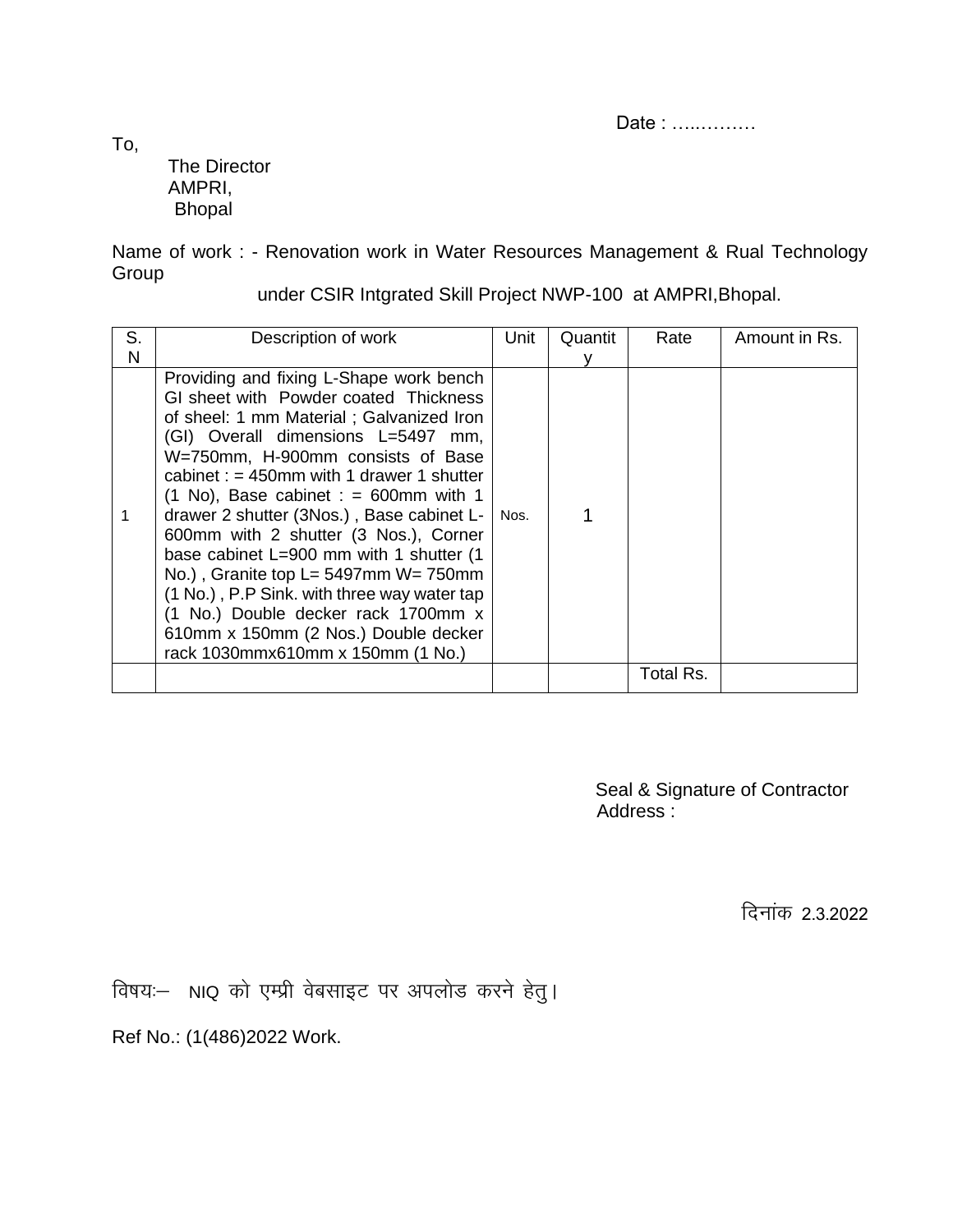Date : …..………

To,

The Director
AMPRI,
Bhopal

Name of work : - Renovation work in Water Resources Management & Rual Technology Group
under CSIR Intgrated Skill Project NWP-100 at AMPRI,Bhopal.

| S. N | Description of work | Unit | Quantity | Rate | Amount in Rs. |
|---|---|---|---|---|---|
| 1 | Providing and fixing L-Shape work bench GI sheet with Powder coated Thickness of sheel: 1 mm Material ; Galvanized Iron (GI) Overall dimensions L=5497 mm, W=750mm, H-900mm consists of Base cabinet : = 450mm with 1 drawer 1 shutter (1 No), Base cabinet : = 600mm with 1 drawer 2 shutter (3Nos.) , Base cabinet L-600mm with 2 shutter (3 Nos.), Corner base cabinet L=900 mm with 1 shutter (1 No.) , Granite top L= 5497mm W= 750mm (1 No.) , P.P Sink. with three way water tap (1 No.) Double decker rack 1700mm x 610mm x 150mm (2 Nos.) Double decker rack 1030mmx610mm x 150mm (1 No.) | Nos. | 1 | | |
| | | | | Total Rs. | |

Seal & Signature of Contractor
Address :

दिनांक 2.3.2022

विषयः– NIQ को एम्प्री वेबसाइट पर अपलोड करने हेतु।

Ref No.: (1(486)2022 Work.